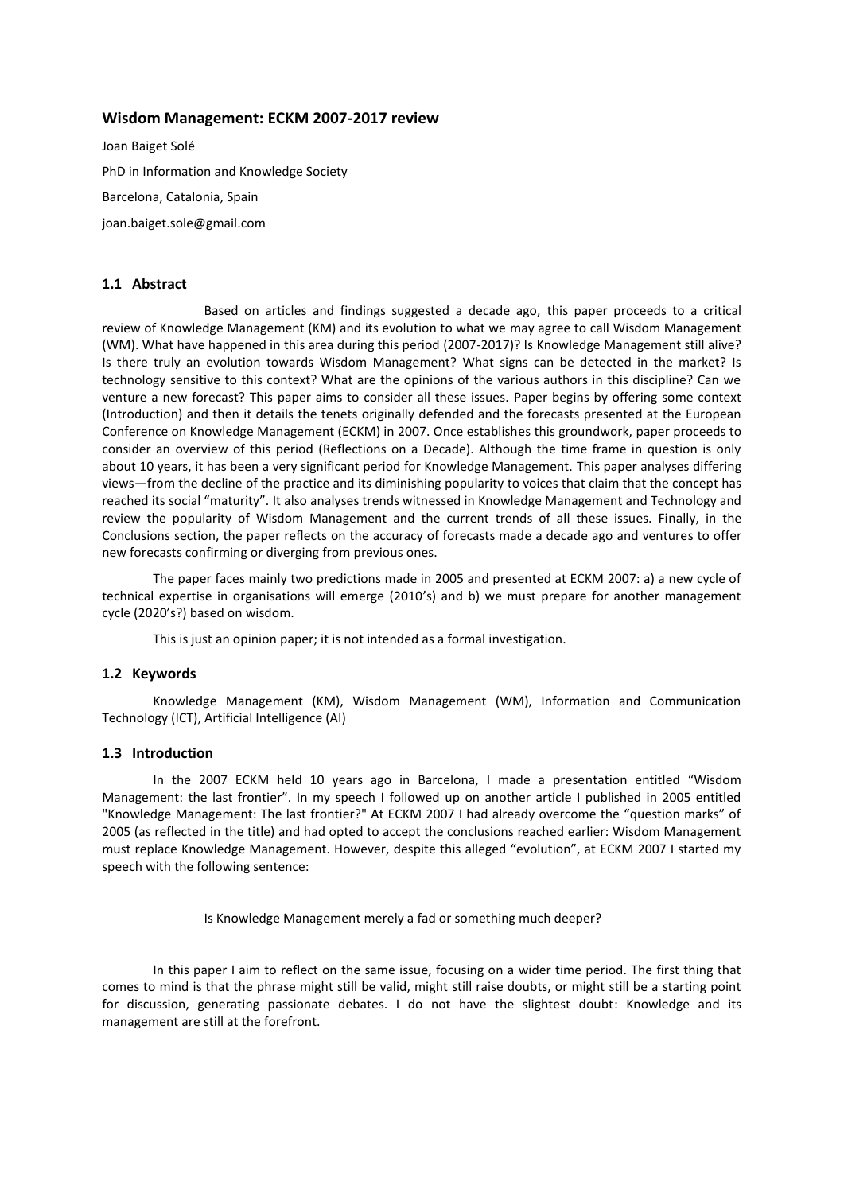# Wisdom Management: ECKM 2007-2017 review

Joan Baiget Solé

PhD in Information and Knowledge Society

Barcelona, Catalonia, Spain

joan.baiget.sole@gmail.com

## 1.1 Abstract

Based on articles and findings suggested a decade ago, this paper proceeds to a critical review of Knowledge Management (KM) and its evolution to what we may agree to call Wisdom Management (WM). What have happened in this area during this period (2007-2017)? Is Knowledge Management still alive? Is there truly an evolution towards Wisdom Management? What signs can be detected in the market? Is technology sensitive to this context? What are the opinions of the various authors in this discipline? Can we venture a new forecast? This paper aims to consider all these issues. Paper begins by offering some context (Introduction) and then it details the tenets originally defended and the forecasts presented at the European Conference on Knowledge Management (ECKM) in 2007. Once establishes this groundwork, paper proceeds to consider an overview of this period (Reflections on a Decade). Although the time frame in question is only about 10 years, it has been a very significant period for Knowledge Management. This paper analyses differing views—from the decline of the practice and its diminishing popularity to voices that claim that the concept has reached its social "maturity". It also analyses trends witnessed in Knowledge Management and Technology and review the popularity of Wisdom Management and the current trends of all these issues. Finally, in the Conclusions section, the paper reflects on the accuracy of forecasts made a decade ago and ventures to offer new forecasts confirming or diverging from previous ones.

The paper faces mainly two predictions made in 2005 and presented at ECKM 2007: a) a new cycle of technical expertise in organisations will emerge (2010's) and b) we must prepare for another management cycle (2020's?) based on wisdom.

This is just an opinion paper; it is not intended as a formal investigation.

## 1.2 Keywords

Knowledge Management (KM), Wisdom Management (WM), Information and Communication Technology (ICT), Artificial Intelligence (AI)

## 1.3 Introduction

In the 2007 ECKM held 10 years ago in Barcelona, I made a presentation entitled "Wisdom Management: the last frontier". In my speech I followed up on another article I published in 2005 entitled "Knowledge Management: The last frontier?" At ECKM 2007 I had already overcome the "question marks" of 2005 (as reflected in the title) and had opted to accept the conclusions reached earlier: Wisdom Management must replace Knowledge Management. However, despite this alleged "evolution", at ECKM 2007 I started my speech with the following sentence:

Is Knowledge Management merely a fad or something much deeper?

In this paper I aim to reflect on the same issue, focusing on a wider time period. The first thing that comes to mind is that the phrase might still be valid, might still raise doubts, or might still be a starting point for discussion, generating passionate debates. I do not have the slightest doubt: Knowledge and its management are still at the forefront.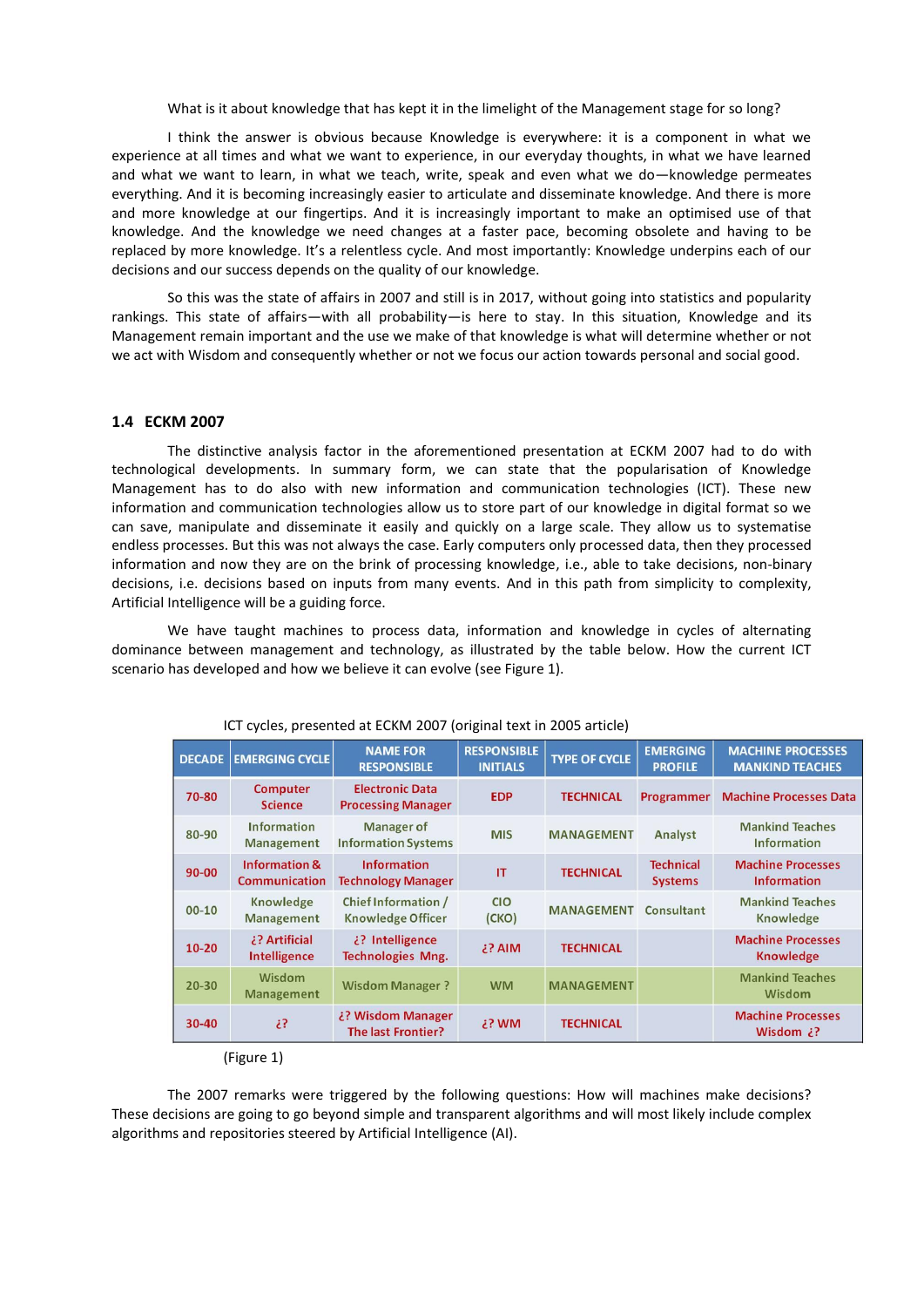What is it about knowledge that has kept it in the limelight of the Management stage for so long?

I think the answer is obvious because Knowledge is everywhere: it is a component in what we experience at all times and what we want to experience, in our everyday thoughts, in what we have learned and what we want to learn, in what we teach, write, speak and even what we do—knowledge permeates everything. And it is becoming increasingly easier to articulate and disseminate knowledge. And there is more and more knowledge at our fingertips. And it is increasingly important to make an optimised use of that knowledge. And the knowledge we need changes at a faster pace, becoming obsolete and having to be replaced by more knowledge. It's a relentless cycle. And most importantly: Knowledge underpins each of our decisions and our success depends on the quality of our knowledge.

So this was the state of affairs in 2007 and still is in 2017, without going into statistics and popularity rankings. This state of affairs—with all probability—is here to stay. In this situation, Knowledge and its Management remain important and the use we make of that knowledge is what will determine whether or not we act with Wisdom and consequently whether or not we focus our action towards personal and social good.

## 1.4 ECKM 2007

The distinctive analysis factor in the aforementioned presentation at ECKM 2007 had to do with technological developments. In summary form, we can state that the popularisation of Knowledge Management has to do also with new information and communication technologies (ICT). These new information and communication technologies allow us to store part of our knowledge in digital format so we can save, manipulate and disseminate it easily and quickly on a large scale. They allow us to systematise endless processes. But this was not always the case. Early computers only processed data, then they processed information and now they are on the brink of processing knowledge, i.e., able to take decisions, non-binary decisions, i.e. decisions based on inputs from many events. And in this path from simplicity to complexity, Artificial Intelligence will be a guiding force.

We have taught machines to process data, information and knowledge in cycles of alternating dominance between management and technology, as illustrated by the table below. How the current ICT scenario has developed and how we believe it can evolve (see Figure 1).

ICT cycles, presented at ECKM 2007 (original text in 2005 article)

| DECADE | EMERGING CYCLE | NAME FOR RESPONSIBLE | RESPONSIBLE INITIALS | TYPE OF CYCLE | EMERGING PROFILE | MACHINE PROCESSES MANKIND TEACHES |
|---|---|---|---|---|---|---|
| 70-80 | Computer Science | Electronic Data Processing Manager | EDP | TECHNICAL | Programmer | Machine Processes Data |
| 80-90 | Information Management | Manager of Information Systems | MIS | MANAGEMENT | Analyst | Mankind Teaches Information |
| 90-00 | Information & Communication | Information Technology Manager | IT | TECHNICAL | Technical Systems | Machine Processes Information |
| 00-10 | Knowledge Management | Chief Information / Knowledge Officer | CIO (CKO) | MANAGEMENT | Consultant | Mankind Teaches Knowledge |
| 10-20 | ¿? Artificial Intelligence | ¿? Intelligence Technologies Mng. | ¿? AIM | TECHNICAL | | Machine Processes Knowledge |
| 20-30 | Wisdom Management | Wisdom Manager ? | WM | MANAGEMENT | | Mankind Teaches Wisdom |
| 30-40 | ¿? | ¿? Wisdom Manager The last Frontier? | ¿? WM | TECHNICAL | | Machine Processes Wisdom ¿? |

(Figure 1)

The 2007 remarks were triggered by the following questions: How will machines make decisions? These decisions are going to go beyond simple and transparent algorithms and will most likely include complex algorithms and repositories steered by Artificial Intelligence (AI).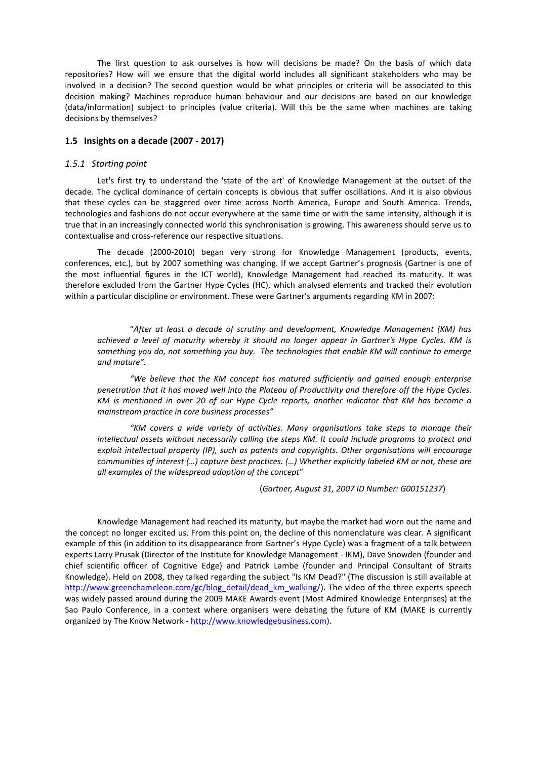The first question to ask ourselves is how will decisions be made? On the basis of which data repositories? How will we ensure that the digital world includes all significant stakeholders who may be involved in a decision? The second question would be what principles or criteria will be associated to this decision making? Machines reproduce human behaviour and our decisions are based on our knowledge (data/information) subject to principles (value criteria). Will this be the same when machines are taking decisions by themselves?

### 1.5 Insights on a decade (2007 - 2017)

#### *1.5.1 Starting point*

Let's first try to understand the 'state of the art' of Knowledge Management at the outset of the decade. The cyclical dominance of certain concepts is obvious that suffer oscillations. And it is also obvious that these cycles can be staggered over time across North America, Europe and South America. Trends, technologies and fashions do not occur everywhere at the same time or with the same intensity, although it is true that in an increasingly connected world this synchronisation is growing. This awareness should serve us to contextualise and cross-reference our respective situations.

The decade (2000-2010) began very strong for Knowledge Management (products, events, conferences, etc.), but by 2007 something was changing. If we accept Gartner's prognosis (Gartner is one of the most influential figures in the ICT world), Knowledge Management had reached its maturity. It was therefore excluded from the Gartner Hype Cycles (HC), which analysed elements and tracked their evolution within a particular discipline or environment. These were Gartner's arguments regarding KM in 2007:

> "*After at least a decade of scrutiny and development, Knowledge Management (KM) has achieved a level of maturity whereby it should no longer appear in Gartner's Hype Cycles. KM is something you do, not something you buy. The technologies that enable KM will continue to emerge and mature".*
>
> *"We believe that the KM concept has matured sufficiently and gained enough enterprise penetration that it has moved well into the Plateau of Productivity and therefore off the Hype Cycles. KM is mentioned in over 20 of our Hype Cycle reports, another indicator that KM has become a mainstream practice in core business processes"*
>
> *"KM covers a wide variety of activities. Many organisations take steps to manage their intellectual assets without necessarily calling the steps KM. It could include programs to protect and exploit intellectual property (IP), such as patents and copyrights. Other organisations will encourage communities of interest (…) capture best practices. (…) Whether explicitly labeled KM or not, these are all examples of the widespread adoption of the concept*"
>
> (*Gartner, August 31, 2007 ID Number: G00151237*)

Knowledge Management had reached its maturity, but maybe the market had worn out the name and the concept no longer excited us. From this point on, the decline of this nomenclature was clear. A significant example of this (in addition to its disappearance from Gartner's Hype Cycle) was a fragment of a talk between experts Larry Prusak (Director of the Institute for Knowledge Management - IKM), Dave Snowden (founder and chief scientific officer of Cognitive Edge) and Patrick Lambe (founder and Principal Consultant of Straits Knowledge). Held on 2008, they talked regarding the subject "Is KM Dead?" (The discussion is still available at http://www.greenchameleon.com/gc/blog_detail/dead_km_walking/). The video of the three experts speech was widely passed around during the 2009 MAKE Awards event (Most Admired Knowledge Enterprises) at the Sao Paulo Conference, in a context where organisers were debating the future of KM (MAKE is currently organized by The Know Network - http://www.knowledgebusiness.com).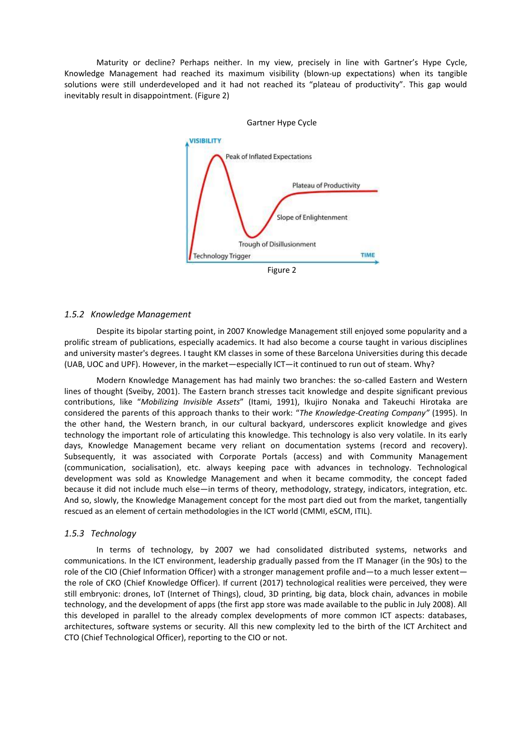Maturity or decline? Perhaps neither. In my view, precisely in line with Gartner's Hype Cycle, Knowledge Management had reached its maximum visibility (blown-up expectations) when its tangible solutions were still underdeveloped and it had not reached its "plateau of productivity". This gap would inevitably result in disappointment. (Figure 2)

Gartner Hype Cycle

Figure 2

### 1.5.2 *Knowledge Management*

Despite its bipolar starting point, in 2007 Knowledge Management still enjoyed some popularity and a prolific stream of publications, especially academics. It had also become a course taught in various disciplines and university master's degrees. I taught KM classes in some of these Barcelona Universities during this decade (UAB, UOC and UPF). However, in the market—especially ICT—it continued to run out of steam. Why?

Modern Knowledge Management has had mainly two branches: the so-called Eastern and Western lines of thought (Sveiby, 2001). The Eastern branch stresses tacit knowledge and despite significant previous contributions, like "*Mobilizing Invisible Assets*" (Itami, 1991), Ikujiro Nonaka and Takeuchi Hirotaka are considered the parents of this approach thanks to their work: "*The Knowledge-Creating Company"* (1995). In the other hand, the Western branch, in our cultural backyard, underscores explicit knowledge and gives technology the important role of articulating this knowledge. This technology is also very volatile. In its early days, Knowledge Management became very reliant on documentation systems (record and recovery). Subsequently, it was associated with Corporate Portals (access) and with Community Management (communication, socialisation), etc. always keeping pace with advances in technology. Technological development was sold as Knowledge Management and when it became commodity, the concept faded because it did not include much else—in terms of theory, methodology, strategy, indicators, integration, etc. And so, slowly, the Knowledge Management concept for the most part died out from the market, tangentially rescued as an element of certain methodologies in the ICT world (CMMI, eSCM, ITIL).

### 1.5.3 *Technology*

In terms of technology, by 2007 we had consolidated distributed systems, networks and communications. In the ICT environment, leadership gradually passed from the IT Manager (in the 90s) to the role of the CIO (Chief Information Officer) with a stronger management profile and—to a much lesser extent—the role of CKO (Chief Knowledge Officer). If current (2017) technological realities were perceived, they were still embryonic: drones, IoT (Internet of Things), cloud, 3D printing, big data, block chain, advances in mobile technology, and the development of apps (the first app store was made available to the public in July 2008). All this developed in parallel to the already complex developments of more common ICT aspects: databases, architectures, software systems or security. All this new complexity led to the birth of the ICT Architect and CTO (Chief Technological Officer), reporting to the CIO or not.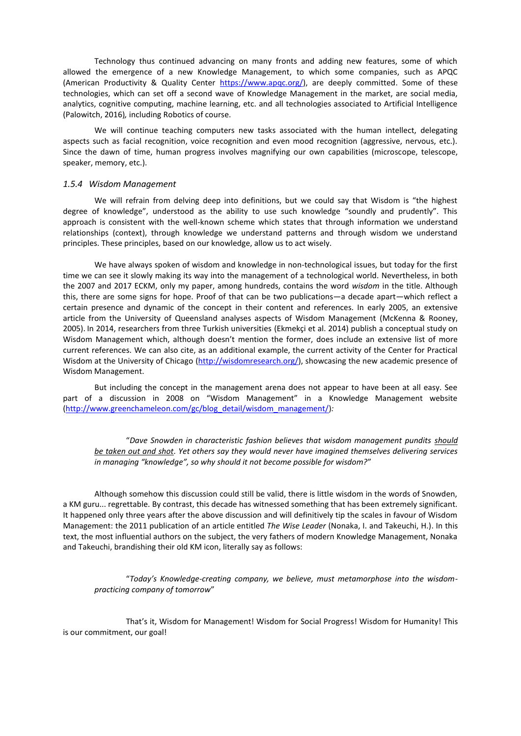Technology thus continued advancing on many fronts and adding new features, some of which allowed the emergence of a new Knowledge Management, to which some companies, such as APQC (American Productivity & Quality Center https://www.apqc.org/), are deeply committed. Some of these technologies, which can set off a second wave of Knowledge Management in the market, are social media, analytics, cognitive computing, machine learning, etc. and all technologies associated to Artificial Intelligence (Palowitch, 2016), including Robotics of course.

We will continue teaching computers new tasks associated with the human intellect, delegating aspects such as facial recognition, voice recognition and even mood recognition (aggressive, nervous, etc.). Since the dawn of time, human progress involves magnifying our own capabilities (microscope, telescope, speaker, memory, etc.).

### *1.5.4 Wisdom Management*

We will refrain from delving deep into definitions, but we could say that Wisdom is "the highest degree of knowledge", understood as the ability to use such knowledge "soundly and prudently". This approach is consistent with the well-known scheme which states that through information we understand relationships (context), through knowledge we understand patterns and through wisdom we understand principles. These principles, based on our knowledge, allow us to act wisely.

We have always spoken of wisdom and knowledge in non-technological issues, but today for the first time we can see it slowly making its way into the management of a technological world. Nevertheless, in both the 2007 and 2017 ECKM, only my paper, among hundreds, contains the word *wisdom* in the title. Although this, there are some signs for hope. Proof of that can be two publications—a decade apart—which reflect a certain presence and dynamic of the concept in their content and references. In early 2005, an extensive article from the University of Queensland analyses aspects of Wisdom Management (McKenna & Rooney, 2005). In 2014, researchers from three Turkish universities (Ekmekçi et al. 2014) publish a conceptual study on Wisdom Management which, although doesn't mention the former, does include an extensive list of more current references. We can also cite, as an additional example, the current activity of the Center for Practical Wisdom at the University of Chicago (http://wisdomresearch.org/), showcasing the new academic presence of Wisdom Management.

But including the concept in the management arena does not appear to have been at all easy. See part of a discussion in 2008 on "Wisdom Management" in a Knowledge Management website (http://www.greenchameleon.com/gc/blog_detail/wisdom_management/):

> "*Dave Snowden in characteristic fashion believes that wisdom management pundits should be taken out and shot. Yet others say they would never have imagined themselves delivering services in managing "knowledge", so why should it not become possible for wisdom?*"

Although somehow this discussion could still be valid, there is little wisdom in the words of Snowden, a KM guru... regrettable. By contrast, this decade has witnessed something that has been extremely significant. It happened only three years after the above discussion and will definitively tip the scales in favour of Wisdom Management: the 2011 publication of an article entitled *The Wise Leader* (Nonaka, I. and Takeuchi, H.). In this text, the most influential authors on the subject, the very fathers of modern Knowledge Management, Nonaka and Takeuchi, brandishing their old KM icon, literally say as follows:

> "*Today's Knowledge-creating company, we believe, must metamorphose into the wisdom-practicing company of tomorrow*"

That's it, Wisdom for Management! Wisdom for Social Progress! Wisdom for Humanity! This is our commitment, our goal!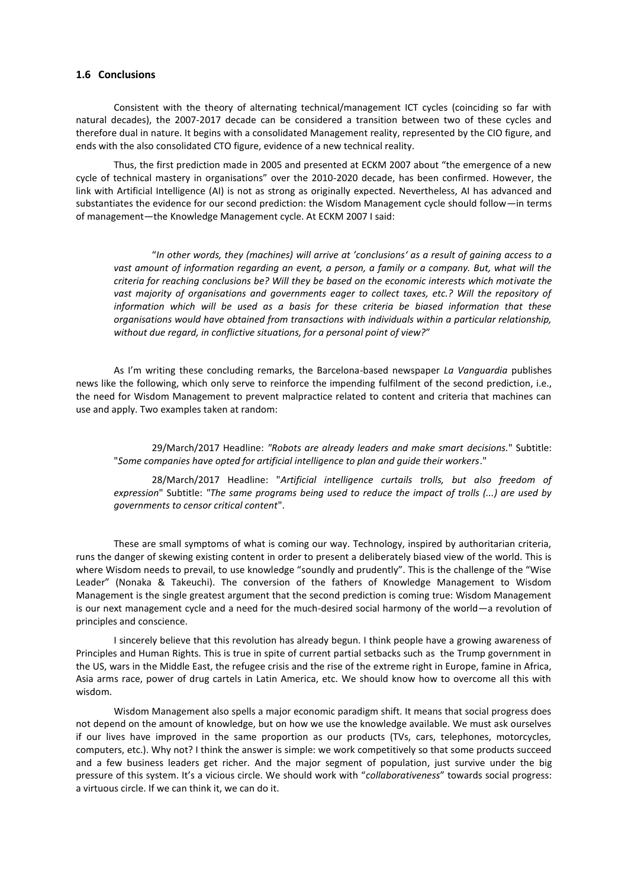### 1.6 Conclusions

Consistent with the theory of alternating technical/management ICT cycles (coinciding so far with natural decades), the 2007-2017 decade can be considered a transition between two of these cycles and therefore dual in nature. It begins with a consolidated Management reality, represented by the CIO figure, and ends with the also consolidated CTO figure, evidence of a new technical reality.

Thus, the first prediction made in 2005 and presented at ECKM 2007 about "the emergence of a new cycle of technical mastery in organisations" over the 2010-2020 decade, has been confirmed. However, the link with Artificial Intelligence (AI) is not as strong as originally expected. Nevertheless, AI has advanced and substantiates the evidence for our second prediction: the Wisdom Management cycle should follow—in terms of management—the Knowledge Management cycle. At ECKM 2007 I said:

> "*In other words, they (machines) will arrive at 'conclusions' as a result of gaining access to a vast amount of information regarding an event, a person, a family or a company. But, what will the criteria for reaching conclusions be? Will they be based on the economic interests which motivate the vast majority of organisations and governments eager to collect taxes, etc.? Will the repository of information which will be used as a basis for these criteria be biased information that these organisations would have obtained from transactions with individuals within a particular relationship, without due regard, in conflictive situations, for a personal point of view?*"

As I'm writing these concluding remarks, the Barcelona-based newspaper *La Vanguardia* publishes news like the following, which only serve to reinforce the impending fulfilment of the second prediction, i.e., the need for Wisdom Management to prevent malpractice related to content and criteria that machines can use and apply. Two examples taken at random:

> 29/March/2017 Headline: *"Robots are already leaders and make smart decisions.*" Subtitle: "*Some companies have opted for artificial intelligence to plan and guide their workers*."
>
> 28/March/2017 Headline: "*Artificial intelligence curtails trolls, but also freedom of expression*" Subtitle: *"The same programs being used to reduce the impact of trolls (...) are used by governments to censor critical content*".

These are small symptoms of what is coming our way. Technology, inspired by authoritarian criteria, runs the danger of skewing existing content in order to present a deliberately biased view of the world. This is where Wisdom needs to prevail, to use knowledge "soundly and prudently". This is the challenge of the "Wise Leader" (Nonaka & Takeuchi). The conversion of the fathers of Knowledge Management to Wisdom Management is the single greatest argument that the second prediction is coming true: Wisdom Management is our next management cycle and a need for the much-desired social harmony of the world—a revolution of principles and conscience.

I sincerely believe that this revolution has already begun. I think people have a growing awareness of Principles and Human Rights. This is true in spite of current partial setbacks such as the Trump government in the US, wars in the Middle East, the refugee crisis and the rise of the extreme right in Europe, famine in Africa, Asia arms race, power of drug cartels in Latin America, etc. We should know how to overcome all this with wisdom.

Wisdom Management also spells a major economic paradigm shift. It means that social progress does not depend on the amount of knowledge, but on how we use the knowledge available. We must ask ourselves if our lives have improved in the same proportion as our products (TVs, cars, telephones, motorcycles, computers, etc.). Why not? I think the answer is simple: we work competitively so that some products succeed and a few business leaders get richer. And the major segment of population, just survive under the big pressure of this system. It's a vicious circle. We should work with "*collaborativeness*" towards social progress: a virtuous circle. If we can think it, we can do it.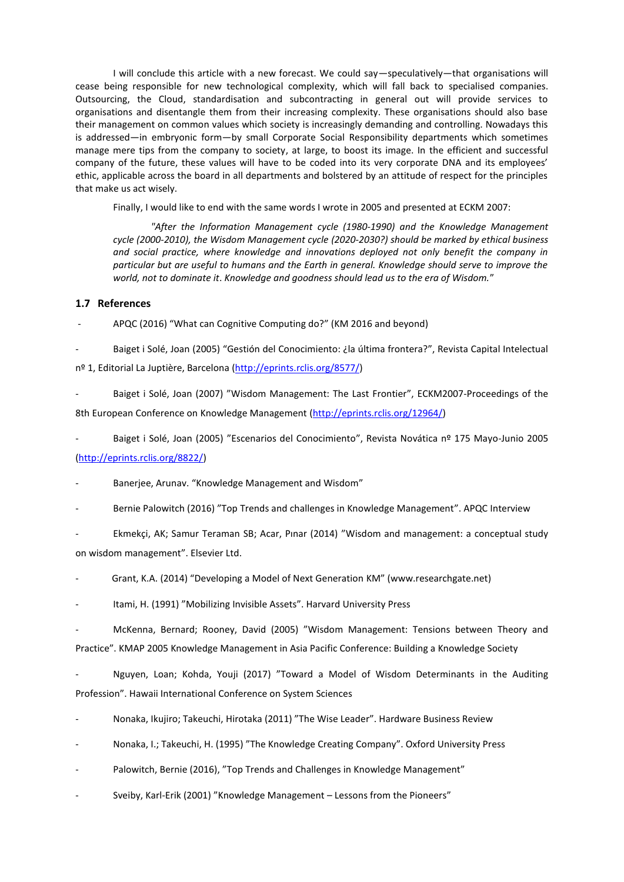I will conclude this article with a new forecast. We could say—speculatively—that organisations will cease being responsible for new technological complexity, which will fall back to specialised companies. Outsourcing, the Cloud, standardisation and subcontracting in general out will provide services to organisations and disentangle them from their increasing complexity. These organisations should also base their management on common values which society is increasingly demanding and controlling. Nowadays this is addressed—in embryonic form—by small Corporate Social Responsibility departments which sometimes manage mere tips from the company to society, at large, to boost its image. In the efficient and successful company of the future, these values will have to be coded into its very corporate DNA and its employees' ethic, applicable across the board in all departments and bolstered by an attitude of respect for the principles that make us act wisely.

Finally, I would like to end with the same words I wrote in 2005 and presented at ECKM 2007:

> *"After the Information Management cycle (1980-1990) and the Knowledge Management cycle (2000-2010), the Wisdom Management cycle (2020-2030?) should be marked by ethical business and social practice, where knowledge and innovations deployed not only benefit the company in particular but are useful to humans and the Earth in general. Knowledge should serve to improve the world, not to dominate it. Knowledge and goodness should lead us to the era of Wisdom."*

## 1.7 References

- APQC (2016) "What can Cognitive Computing do?" (KM 2016 and beyond)
- Baiget i Solé, Joan (2005) "Gestión del Conocimiento: ¿la última frontera?", Revista Capital Intelectual nº 1, Editorial La Juptière, Barcelona (http://eprints.rclis.org/8577/)
- Baiget i Solé, Joan (2007) "Wisdom Management: The Last Frontier", ECKM2007-Proceedings of the 8th European Conference on Knowledge Management (http://eprints.rclis.org/12964/)
- Baiget i Solé, Joan (2005) "Escenarios del Conocimiento", Revista Novática nº 175 Mayo-Junio 2005 (http://eprints.rclis.org/8822/)
- Banerjee, Arunav. "Knowledge Management and Wisdom"
- Bernie Palowitch (2016) "Top Trends and challenges in Knowledge Management". APQC Interview
- Ekmekçi, AK; Samur Teraman SB; Acar, Pınar (2014) "Wisdom and management: a conceptual study on wisdom management". Elsevier Ltd.
- Grant, K.A. (2014) "Developing a Model of Next Generation KM" (www.researchgate.net)
- Itami, H. (1991) "Mobilizing Invisible Assets". Harvard University Press
- McKenna, Bernard; Rooney, David (2005) "Wisdom Management: Tensions between Theory and Practice". KMAP 2005 Knowledge Management in Asia Pacific Conference: Building a Knowledge Society
- Nguyen, Loan; Kohda, Youji (2017) "Toward a Model of Wisdom Determinants in the Auditing Profession". Hawaii International Conference on System Sciences
- Nonaka, Ikujiro; Takeuchi, Hirotaka (2011) "The Wise Leader". Hardware Business Review
- Nonaka, I.; Takeuchi, H. (1995) "The Knowledge Creating Company". Oxford University Press
- Palowitch, Bernie (2016), "Top Trends and Challenges in Knowledge Management"
- Sveiby, Karl-Erik (2001) "Knowledge Management – Lessons from the Pioneers"